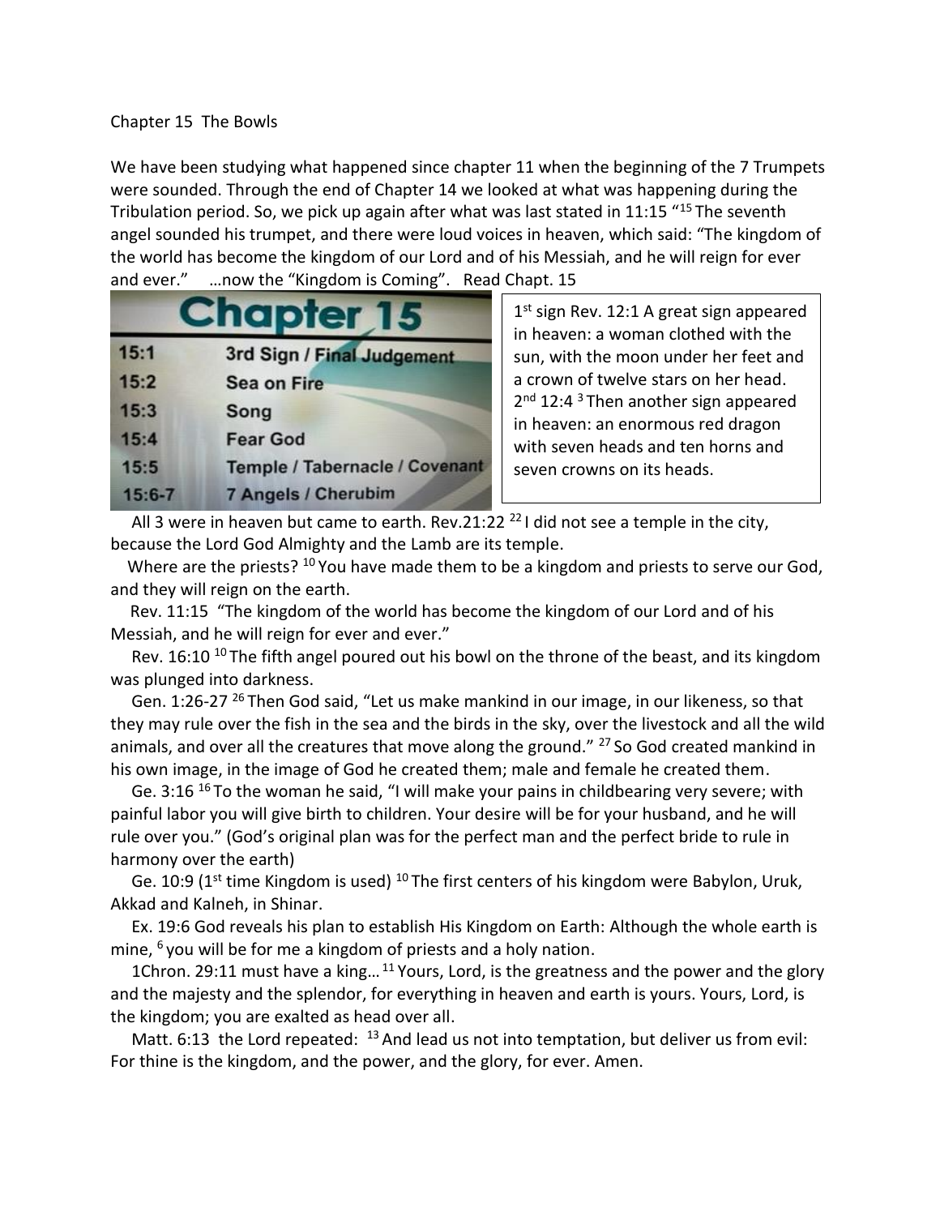Chapter 15 The Bowls

We have been studying what happened since chapter 11 when the beginning of the 7 Trumpets were sounded. Through the end of Chapter 14 we looked at what was happening during the Tribulation period. So, we pick up again after what was last stated in 11:15 "[15] The seventh angel sounded his trumpet, and there were loud voices in heaven, which said: "The kingdom of the world has become the kingdom of our Lord and of his Messiah, and he will reign for ever and ever." …now the "Kingdom is Coming". Read Chapt. 15

| Chapter 15 | |
|---|---|
| 15:1 | 3rd Sign / Final Judgement |
| 15:2 | Sea on Fire |
| 15:3 | Song |
| 15:4 | Fear God |
| 15:5 | Temple / Tabernacle / Covenant |
| 15:6-7 | 7 Angels / Cherubim |

1st sign Rev. 12:1 A great sign appeared in heaven: a woman clothed with the sun, with the moon under her feet and a crown of twelve stars on her head. 2nd 12:4 [3] Then another sign appeared in heaven: an enormous red dragon with seven heads and ten horns and seven crowns on its heads.

All 3 were in heaven but came to earth. Rev.21:22 [22] I did not see a temple in the city, because the Lord God Almighty and the Lamb are its temple.

Where are the priests? [10] You have made them to be a kingdom and priests to serve our God, and they will reign on the earth.

Rev. 11:15 "The kingdom of the world has become the kingdom of our Lord and of his Messiah, and he will reign for ever and ever."

Rev. 16:10 [10] The fifth angel poured out his bowl on the throne of the beast, and its kingdom was plunged into darkness.

Gen. 1:26-27 [26] Then God said, "Let us make mankind in our image, in our likeness, so that they may rule over the fish in the sea and the birds in the sky, over the livestock and all the wild animals, and over all the creatures that move along the ground." [27] So God created mankind in his own image, in the image of God he created them; male and female he created them.

Ge. 3:16 [16] To the woman he said, "I will make your pains in childbearing very severe; with painful labor you will give birth to children. Your desire will be for your husband, and he will rule over you." (God's original plan was for the perfect man and the perfect bride to rule in harmony over the earth)

Ge. 10:9 (1st time Kingdom is used) [10] The first centers of his kingdom were Babylon, Uruk, Akkad and Kalneh, in Shinar.

Ex. 19:6 God reveals his plan to establish His Kingdom on Earth: Although the whole earth is mine, [6] you will be for me a kingdom of priests and a holy nation.

1Chron. 29:11 must have a king… [11] Yours, Lord, is the greatness and the power and the glory and the majesty and the splendor, for everything in heaven and earth is yours. Yours, Lord, is the kingdom; you are exalted as head over all.

Matt. 6:13 the Lord repeated: [13] And lead us not into temptation, but deliver us from evil: For thine is the kingdom, and the power, and the glory, for ever. Amen.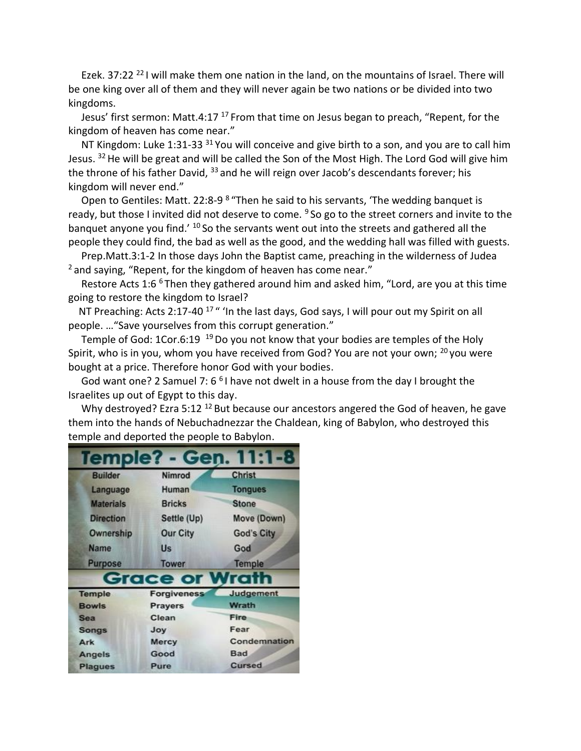Ezek. 37:22 [22] I will make them one nation in the land, on the mountains of Israel. There will be one king over all of them and they will never again be two nations or be divided into two kingdoms.

Jesus' first sermon: Matt.4:17 [17] From that time on Jesus began to preach, "Repent, for the kingdom of heaven has come near."

NT Kingdom: Luke 1:31-33 [31] You will conceive and give birth to a son, and you are to call him Jesus. [32] He will be great and will be called the Son of the Most High. The Lord God will give him the throne of his father David, [33] and he will reign over Jacob's descendants forever; his kingdom will never end."

Open to Gentiles: Matt. 22:8-9 [8] "Then he said to his servants, 'The wedding banquet is ready, but those I invited did not deserve to come. [9] So go to the street corners and invite to the banquet anyone you find.' [10] So the servants went out into the streets and gathered all the people they could find, the bad as well as the good, and the wedding hall was filled with guests.

Prep.Matt.3:1-2 In those days John the Baptist came, preaching in the wilderness of Judea [2] and saying, "Repent, for the kingdom of heaven has come near."

Restore Acts 1:6 [6] Then they gathered around him and asked him, "Lord, are you at this time going to restore the kingdom to Israel?

NT Preaching: Acts 2:17-40 [17] " 'In the last days, God says, I will pour out my Spirit on all people. …"Save yourselves from this corrupt generation."

Temple of God: 1Cor.6:19 [19] Do you not know that your bodies are temples of the Holy Spirit, who is in you, whom you have received from God? You are not your own; [20] you were bought at a price. Therefore honor God with your bodies.

God want one? 2 Samuel 7: 6 [6] I have not dwelt in a house from the day I brought the Israelites up out of Egypt to this day.

Why destroyed? Ezra 5:12 [12] But because our ancestors angered the God of heaven, he gave them into the hands of Nebuchadnezzar the Chaldean, king of Babylon, who destroyed this temple and deported the people to Babylon.

## Temple? - Gen. 11:1-8

| | | |
|---|---|---|
| Builder | Nimrod | Christ |
| Language | Human | Tongues |
| Materials | Bricks | Stone |
| Direction | Settle (Up) | Move (Down) |
| Ownership | Our City | God's City |
| Name | Us | God |
| Purpose | Tower | Temple |

## Grace or Wrath

| | | |
|---|---|---|
| Temple | Forgiveness | Judgement |
| Bowls | Prayers | Wrath |
| Sea | Clean | Fire |
| Songs | Joy | Fear |
| Ark | Mercy | Condemnation |
| Angels | Good | Bad |
| Plagues | Pure | Cursed |